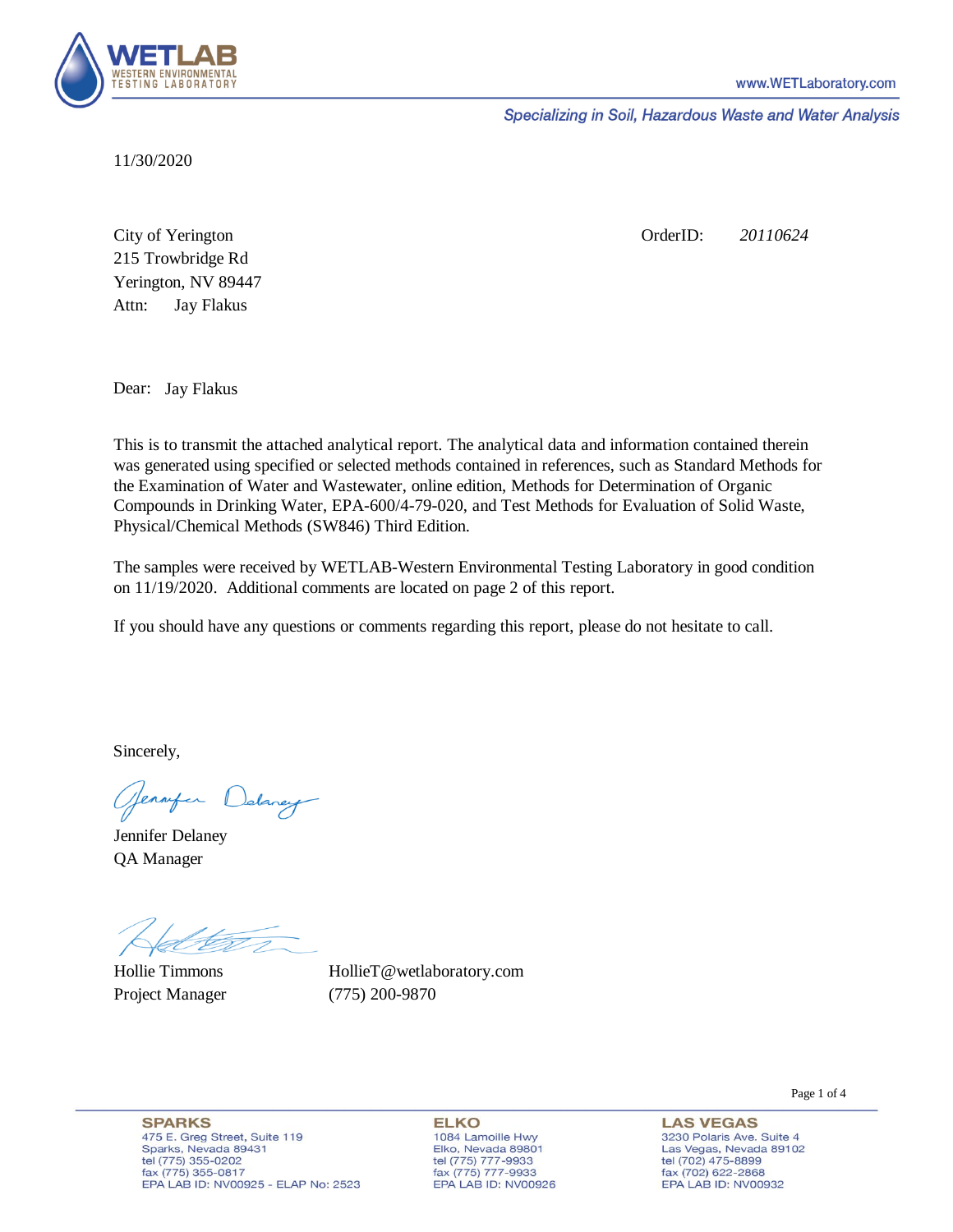WETLAB
WESTERN ENVIRONMENTAL TESTING LABORATORY

www.WETLaboratory.com

*Specializing in Soil, Hazardous Waste and Water Analysis*

11/30/2020

City of Yerington
215 Trowbridge Rd
Yerington, NV 89447
Attn: Jay Flakus

OrderID: *20110624*

Dear: Jay Flakus

This is to transmit the attached analytical report. The analytical data and information contained therein was generated using specified or selected methods contained in references, such as Standard Methods for the Examination of Water and Wastewater, online edition, Methods for Determination of Organic Compounds in Drinking Water, EPA-600/4-79-020, and Test Methods for Evaluation of Solid Waste, Physical/Chemical Methods (SW846) Third Edition.

The samples were received by WETLAB-Western Environmental Testing Laboratory in good condition on 11/19/2020. Additional comments are located on page 2 of this report.

If you should have any questions or comments regarding this report, please do not hesitate to call.

Sincerely,

Jennifer Delaney
QA Manager

Hollie Timmons
Project Manager

HollieT@wetlaboratory.com
(775) 200-9870

**SPARKS**
475 E. Greg Street, Suite 119
Sparks, Nevada 89431
tel (775) 355-0202
fax (775) 355-0817
EPA LAB ID: NV00925 - ELAP No: 2523

**ELKO**
1084 Lamoille Hwy
Elko, Nevada 89801
tel (775) 777-9933
fax (775) 777-9933
EPA LAB ID: NV00926

**LAS VEGAS**
3230 Polaris Ave. Suite 4
Las Vegas, Nevada 89102
tel (702) 475-8899
fax (702) 622-2868
EPA LAB ID: NV00932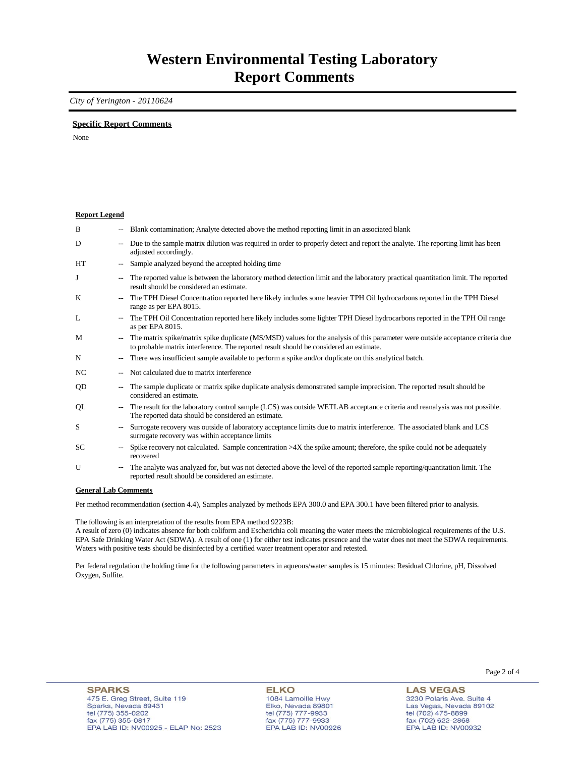# Western Environmental Testing Laboratory
# Report Comments

*City of Yerington - 20110624*

**Specific Report Comments**

None

**Report Legend**

| | | |
|---|---|---|
| B | -- | Blank contamination; Analyte detected above the method reporting limit in an associated blank |
| D | -- | Due to the sample matrix dilution was required in order to properly detect and report the analyte. The reporting limit has been adjusted accordingly. |
| HT | -- | Sample analyzed beyond the accepted holding time |
| J | -- | The reported value is between the laboratory method detection limit and the laboratory practical quantitation limit. The reported result should be considered an estimate. |
| K | -- | The TPH Diesel Concentration reported here likely includes some heavier TPH Oil hydrocarbons reported in the TPH Diesel range as per EPA 8015. |
| L | -- | The TPH Oil Concentration reported here likely includes some lighter TPH Diesel hydrocarbons reported in the TPH Oil range as per EPA 8015. |
| M | -- | The matrix spike/matrix spike duplicate (MS/MSD) values for the analysis of this parameter were outside acceptance criteria due to probable matrix interference. The reported result should be considered an estimate. |
| N | -- | There was insufficient sample available to perform a spike and/or duplicate on this analytical batch. |
| NC | -- | Not calculated due to matrix interference |
| QD | -- | The sample duplicate or matrix spike duplicate analysis demonstrated sample imprecision. The reported result should be considered an estimate. |
| QL | -- | The result for the laboratory control sample (LCS) was outside WETLAB acceptance criteria and reanalysis was not possible. The reported data should be considered an estimate. |
| S | -- | Surrogate recovery was outside of laboratory acceptance limits due to matrix interference. The associated blank and LCS surrogate recovery was within acceptance limits |
| SC | -- | Spike recovery not calculated. Sample concentration >4X the spike amount; therefore, the spike could not be adequately recovered |
| U | -- | The analyte was analyzed for, but was not detected above the level of the reported sample reporting/quantitation limit. The reported result should be considered an estimate. |

**General Lab Comments**

Per method recommendation (section 4.4), Samples analyzed by methods EPA 300.0 and EPA 300.1 have been filtered prior to analysis.

The following is an interpretation of the results from EPA method 9223B:
A result of zero (0) indicates absence for both coliform and Escherichia coli meaning the water meets the microbiological requirements of the U.S. EPA Safe Drinking Water Act (SDWA). A result of one (1) for either test indicates presence and the water does not meet the SDWA requirements. Waters with positive tests should be disinfected by a certified water treatment operator and retested.

Per federal regulation the holding time for the following parameters in aqueous/water samples is 15 minutes: Residual Chlorine, pH, Dissolved Oxygen, Sulfite.

**SPARKS**
475 E. Greg Street, Suite 119
Sparks, Nevada 89431
tel (775) 355-0202
fax (775) 355-0817
EPA LAB ID: NV00925 - ELAP No: 2523

**ELKO**
1084 Lamoille Hwy
Elko, Nevada 89801
tel (775) 777-9933
fax (775) 777-9933
EPA LAB ID: NV00926

**LAS VEGAS**
3230 Polaris Ave. Suite 4
Las Vegas, Nevada 89102
tel (702) 475-8899
fax (702) 622-2868
EPA LAB ID: NV00932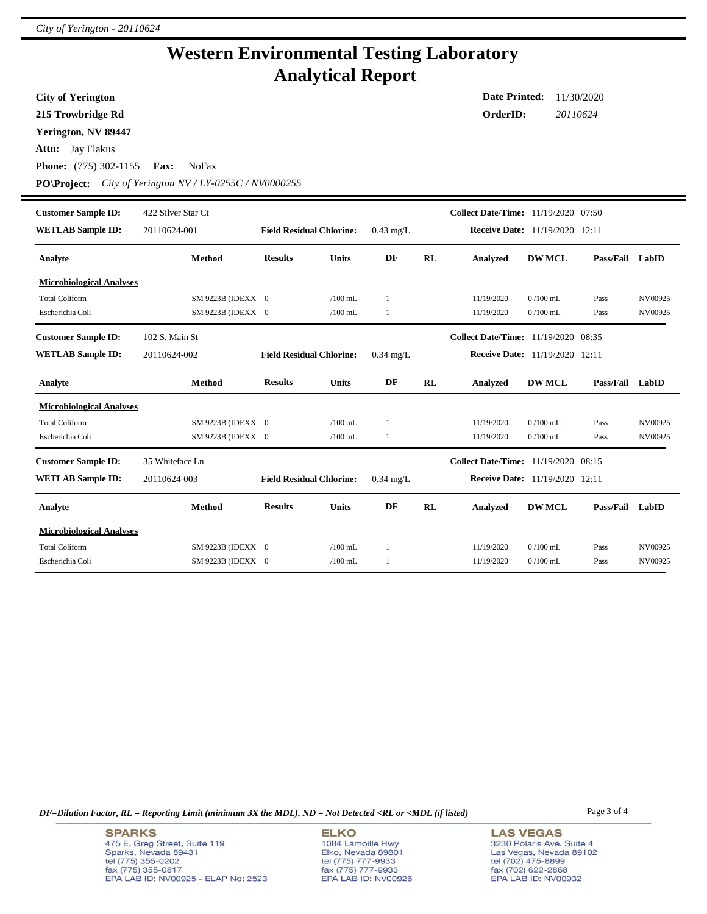# Western Environmental Testing Laboratory
# Analytical Report

**City of Yerington**
**215 Trowbridge Rd**
**Yerington, NV 89447**
**Attn:** Jay Flakus
**Phone:** (775) 302-1155 **Fax:** NoFax
**PO\Project:** *City of Yerington NV / LY-0255C / NV0000255*

**Date Printed:** 11/30/2020
**OrderID:** *20110624*

---

**Customer Sample ID:** 422 Silver Star Ct
**WETLAB Sample ID:** 20110624-001
**Field Residual Chlorine:** 0.43 mg/L
**Collect Date/Time:** 11/19/2020 07:50
**Receive Date:** 11/19/2020 12:11

| Analyte | Method | Results | Units | DF | RL | Analyzed | DW MCL | Pass/Fail | LabID |
|---|---|---|---|---|---|---|---|---|---|
| **Microbiological Analyses** | | | | | | | | | |
| Total Coliform | SM 9223B (IDEXX | 0 | /100 mL | 1 | | 11/19/2020 | 0 /100 mL | Pass | NV00925 |
| Escherichia Coli | SM 9223B (IDEXX | 0 | /100 mL | 1 | | 11/19/2020 | 0 /100 mL | Pass | NV00925 |

**Customer Sample ID:** 102 S. Main St
**WETLAB Sample ID:** 20110624-002
**Field Residual Chlorine:** 0.34 mg/L
**Collect Date/Time:** 11/19/2020 08:35
**Receive Date:** 11/19/2020 12:11

| Analyte | Method | Results | Units | DF | RL | Analyzed | DW MCL | Pass/Fail | LabID |
|---|---|---|---|---|---|---|---|---|---|
| **Microbiological Analyses** | | | | | | | | | |
| Total Coliform | SM 9223B (IDEXX | 0 | /100 mL | 1 | | 11/19/2020 | 0 /100 mL | Pass | NV00925 |
| Escherichia Coli | SM 9223B (IDEXX | 0 | /100 mL | 1 | | 11/19/2020 | 0 /100 mL | Pass | NV00925 |

**Customer Sample ID:** 35 Whiteface Ln
**WETLAB Sample ID:** 20110624-003
**Field Residual Chlorine:** 0.34 mg/L
**Collect Date/Time:** 11/19/2020 08:15
**Receive Date:** 11/19/2020 12:11

| Analyte | Method | Results | Units | DF | RL | Analyzed | DW MCL | Pass/Fail | LabID |
|---|---|---|---|---|---|---|---|---|---|
| **Microbiological Analyses** | | | | | | | | | |
| Total Coliform | SM 9223B (IDEXX | 0 | /100 mL | 1 | | 11/19/2020 | 0 /100 mL | Pass | NV00925 |
| Escherichia Coli | SM 9223B (IDEXX | 0 | /100 mL | 1 | | 11/19/2020 | 0 /100 mL | Pass | NV00925 |

*DF=Dilution Factor, RL = Reporting Limit (minimum 3X the MDL), ND = Not Detected <RL or <MDL (if listed)*

**SPARKS**
475 E. Greg Street, Suite 119
Sparks, Nevada 89431
tel (775) 355-0202
fax (775) 355-0817
EPA LAB ID: NV00925 - ELAP No: 2523

**ELKO**
1084 Lamoille Hwy
Elko, Nevada 89801
tel (775) 777-9933
fax (775) 777-9933
EPA LAB ID: NV00926

**LAS VEGAS**
3230 Polaris Ave. Suite 4
Las Vegas, Nevada 89102
tel (702) 475-8899
fax (702) 622-2868
EPA LAB ID: NV00932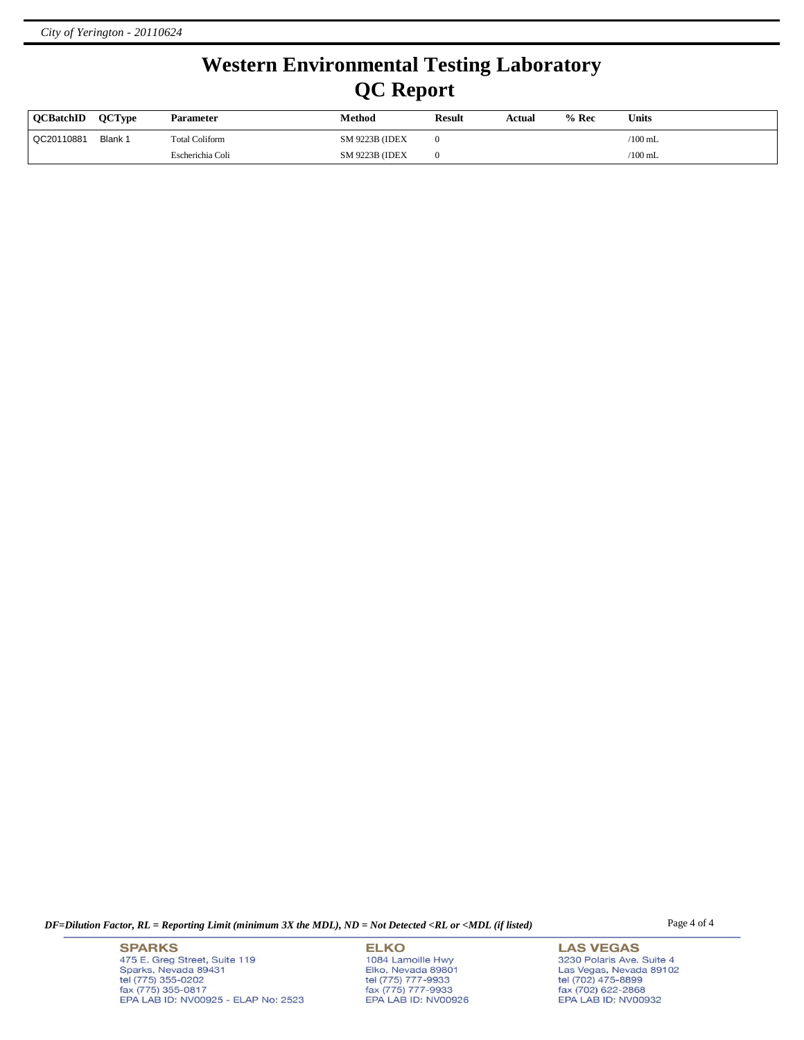# Western Environmental Testing Laboratory
# QC Report

| QCBatchID | QCType | Parameter | Method | Result | Actual | % Rec | Units |
|---|---|---|---|---|---|---|---|
| QC20110881 | Blank 1 | Total Coliform | SM 9223B (IDEX | 0 | | | /100 mL |
| | | Escherichia Coli | SM 9223B (IDEX | 0 | | | /100 mL |

*DF=Dilution Factor, RL = Reporting Limit (minimum 3X the MDL), ND = Not Detected <RL or <MDL (if listed)*

**SPARKS**
475 E. Greg Street, Suite 119
Sparks, Nevada 89431
tel (775) 355-0202
fax (775) 355-0817
EPA LAB ID: NV00925 - ELAP No: 2523

**ELKO**
1084 Lamoille Hwy
Elko, Nevada 89801
tel (775) 777-9933
fax (775) 777-9933
EPA LAB ID: NV00926

**LAS VEGAS**
3230 Polaris Ave. Suite 4
Las Vegas, Nevada 89102
tel (702) 475-8899
fax (702) 622-2868
EPA LAB ID: NV00932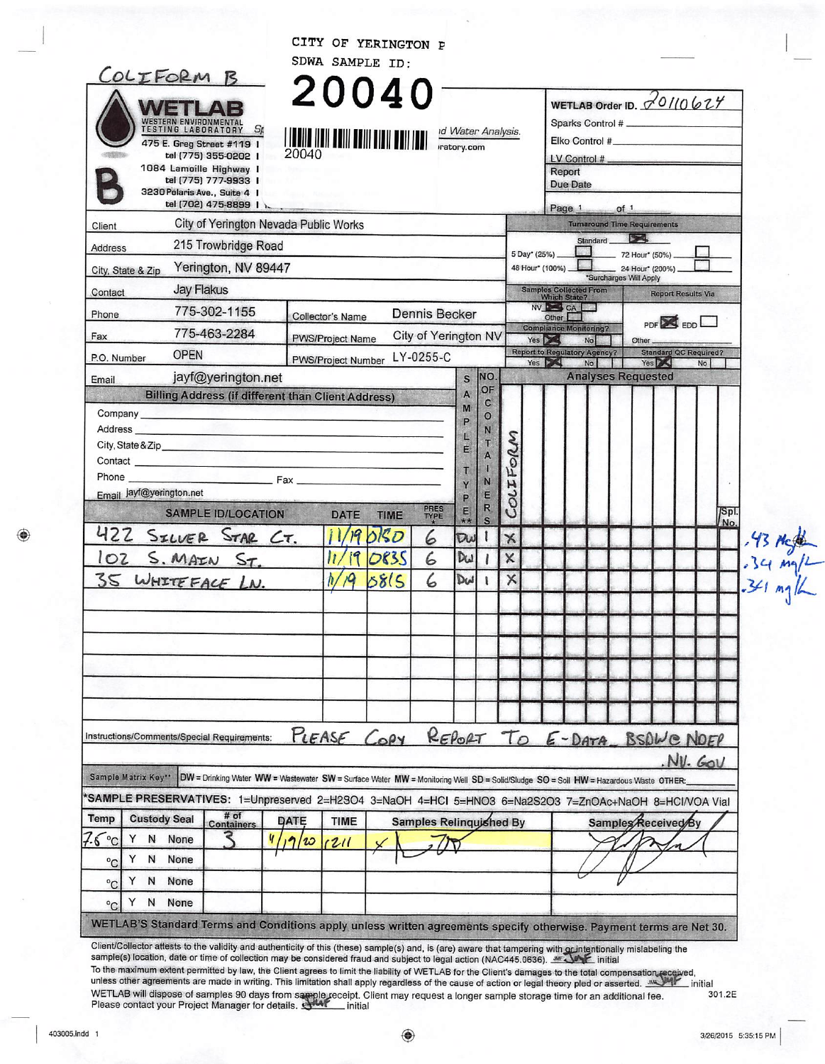COLIFORM B

CITY OF YERINGTON P
SDWA SAMPLE ID:
**20040**

20040

**WETLAB**
WESTERN ENVIRONMENTAL TESTING LABORATORY

475 E. Greg Street #119 | tel (775) 355-0202
1084 Lamoille Highway | tel (775) 777-9933
3230 Polaris Ave., Suite 4 | tel (702) 475-8899

...d Water Analysis.
...ratory.com

WETLAB Order ID. 20110624
Sparks Control # ______
Elko Control # ______
LV Control # ______
Report Due Date ______
Page 1 of 1

| | |
|---|---|
| Client | City of Yerington Nevada Public Works |
| Address | 215 Trowbridge Road |
| City, State & Zip | Yerington, NV 89447 |
| Contact | Jay Flakus |
| Phone | 775-302-1155 |
| Fax | 775-463-2284 |
| P.O. Number | OPEN |
| Email | jayf@yerington.net |

Collector's Name: Dennis Becker
PWS/Project Name: City of Yerington NV
PWS/Project Number: LY-0255-C

**Turnaround Time Requirements**
Standard [X]
5 Day* (25%) [ ] 72 Hour* (50%) [ ]
48 Hour* (100%) [ ] 24 Hour* (200%) [ ]
*Surcharges Will Apply

Samples Collected From Which State? NV [X] CA [ ] Other [ ]
Report Results Via: PDF [X] EDD [ ] Other
Compliance Monitoring? Yes [X] No [ ]
Report to Regulatory Agency? Yes [X] No [ ]
Standard QC Required? Yes [X] No [ ]

**Billing Address (if different than Client Address)**
Company ______
Address ______
City, State & Zip ______
Contact ______
Phone ______ Fax ______
Email jayf@yerington.net

Analyses Requested: COLIFORM

| SAMPLE ID/LOCATION | DATE | TIME | PRES TYPE* | SAMPLE TYPE** | NO. OF CONTAINERS | COLIFORM | Spl. No. |
|---|---|---|---|---|---|---|---|
| 422 SILVER STAR CT. | 11/19 | 0850 | 6 | DW | 1 | X | |
| 102 S. MAIN ST. | 11/19 | 0835 | 6 | DW | 1 | X | |
| 35 WHITEFACE LN. | 11/19 | 0815 | 6 | DW | 1 | X | |

.43 mg/L
.34 mg/L
.34 mg/L

Instructions/Comments/Special Requirements: PLEASE COPY REPORT TO E-DATA_BSDW@NDEP.NV.GOV

Sample Matrix Key** DW = Drinking Water WW = Wastewater SW = Surface Water MW = Monitoring Well SD = Solid/Sludge SO = Soil HW = Hazardous Waste OTHER:

*SAMPLE PRESERVATIVES: 1=Unpreserved 2=H2SO4 3=NaOH 4=HCl 5=HNO3 6=Na2S2O3 7=ZnOAc+NaOH 8=HCl/VOA Vial

| Temp | Custody Seal | # of Containers | DATE | TIME | Samples Relinquished By | Samples Received By |
|---|---|---|---|---|---|---|
| 7.6 °C | Y N None | 3 | 11/19/20 | 1211 | X [signature] | [signature] |
| °C | Y N None | | | | | |
| °C | Y N None | | | | | |
| °C | Y N None | | | | | |

**WETLAB'S Standard Terms and Conditions apply unless written agreements specify otherwise. Payment terms are Net 30.**

Client/Collector attests to the validity and authenticity of this (these) sample(s) and, is (are) aware that tampering with or intentionally mislabeling the sample(s) location, date or time of collection may be considered fraud and subject to legal action (NAC445.0636). JMF initial

To the maximum extent permitted by law, the Client agrees to limit the liability of WETLAB for the Client's damages to the total compensation received, unless other agreements are made in writing. This limitation shall apply regardless of the cause of action or legal theory pled or asserted. JMF initial

WETLAB will dispose of samples 90 days from sample receipt. Client may request a longer sample storage time for an additional fee. Please contact your Project Manager for details. JMF initial

301.2E